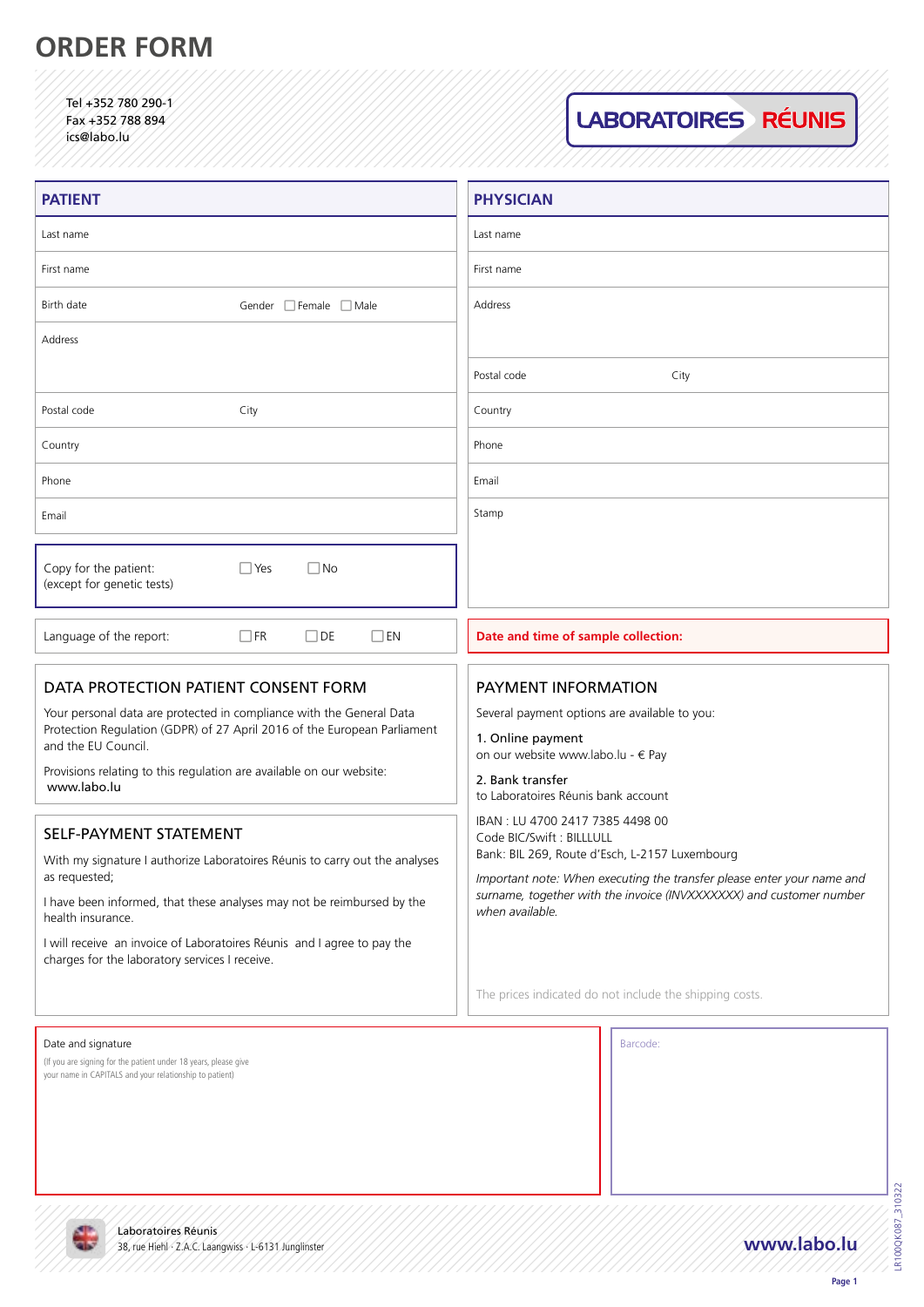# ORDER FORM

Tel +352 780 290-1
Fax +352 788 894
ics@labo.lu

**LABORATOIRES RÉUNIS**

## PATIENT

Last name

First name

Birth date — Gender ☐ Female ☐ Male

Address

Postal code — City

Country

Phone

Email

Copy for the patient: (except for genetic tests) ☐ Yes ☐ No

Language of the report: ☐ FR ☐ DE ☐ EN

## PHYSICIAN

Last name

First name

Address

Postal code — City

Country

Phone

Email

Stamp

**Date and time of sample collection:**

## DATA PROTECTION PATIENT CONSENT FORM

Your personal data are protected in compliance with the General Data Protection Regulation (GDPR) of 27 April 2016 of the European Parliament and the EU Council.

Provisions relating to this regulation are available on our website: www.labo.lu

## SELF-PAYMENT STATEMENT

With my signature I authorize Laboratoires Réunis to carry out the analyses as requested;

I have been informed, that these analyses may not be reimbursed by the health insurance.

I will receive an invoice of Laboratoires Réunis and I agree to pay the charges for the laboratory services I receive.

## PAYMENT INFORMATION

Several payment options are available to you:

1. Online payment
on our website www.labo.lu - € Pay

2. Bank transfer
to Laboratoires Réunis bank account

IBAN : LU 4700 2417 7385 4498 00
Code BIC/Swift : BILLLULL
Bank: BIL 269, Route d'Esch, L-2157 Luxembourg

*Important note: When executing the transfer please enter your name and surname, together with the invoice (INVXXXXXXXX) and customer number when available.*

The prices indicated do not include the shipping costs.

Date and signature
(If you are signing for the patient under 18 years, please give your name in CAPITALS and your relationship to patient)

Barcode:

Laboratoires Réunis
38, rue Hiehl · Z.A.C. Laangwiss · L-6131 Junglinster

www.labo.lu

LR100QK087_310322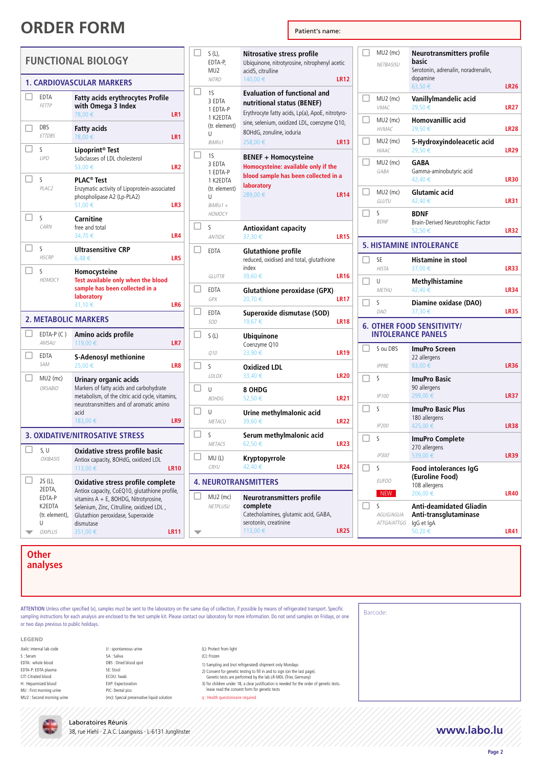# ORDER FORM

Patient's name:

## FUNCTIONAL BIOLOGY

### 1. CARDIOVASCULAR MARKERS

| Sample / Code | Analysis | Price | Ref |
|---|---|---|---|
| EDTA *FETTP* | **Fatty acids erythrocytes Profile with Omega 3 Index** | 78,00 € | LR1 |
| DBS *ETTDBS* | **Fatty acids** | 78,00 € | LR1 |
| S *LIPO* | **Lipoprint® Test** Subclasses of LDL cholesterol | 53,00 € | LR2 |
| S *PLAC2* | **PLAC® Test** Enzymatic activity of Lipoprotein-associated phospholipase A2 (Lp-PLA2) | 51,00 € | LR3 |
| S *CARN* | **Carnitine** free and total | 34,70 € | LR4 |
| S *HSCRP* | **Ultrasensitive CRP** | 6,48 € | LR5 |
| S *HOMOCY* | **Homocysteine** Test available only when the blood sample has been collected in a laboratory | 31,10 € | LR6 |

### 2. METABOLIC MARKERS

| Sample / Code | Analysis | Price | Ref |
|---|---|---|---|
| EDTA-P (C) *AMSAU* | **Amino acids profile** | 119,00 € | LR7 |
| EDTA *SAM* | **S-Adenosyl methionine** | 25,00 € | LR8 |
| MU2 (mc) *ORSABIO* | **Urinary organic acids** Markers of fatty acids and carbohydrate metabolism, of the citric acid cycle, vitamins, neurotransmitters and of aromatic amino acid | 183,00 € | LR9 |

### 3. OXIDATIVE/NITROSATIVE STRESS

| Sample / Code | Analysis | Price | Ref |
|---|---|---|---|
| S, U *OXIBASIS* | **Oxidative stress profile basic** Antiox capacity, 8OHdG, oxidized LDL | 113,00 € | LR10 |
| 2S (L), 2EDTA, EDTA-P K2EDTA (tr. element), U *OXIPLUS* | **Oxidative stress profile complete** Antiox capacity, CoEQ10, glutathione profile, vitamins A + E, 8OHDG, Nitrotyrosine, Selenium, Zinc, Citrulline, oxidized LDL , Glutathion peroxidase, Superoxide dismutase | 351,00 € | LR11 |
| S (L), EDTA-P, MU2 *NITRO* | **Nitrosative stress profile** Ubiquinone, nitrotyrosine, nitrophenyl acetic acid5, citrulline | 140,00 € | LR12 |
| 1S 3 EDTA 1 EDTA-P 1 K2EDTA (tr. element) U *BiMFo1* | **Evaluation of functional and nutritional status (BENEF)** Erythrocyte fatty acids, Lp(a), ApoE, nitrotyrosine, selenium, oxidized LDL, coenzyme Q10, 8OHdG, zonuline, ioduria | 258,00 € | LR13 |
| 1S 3 EDTA 1 EDTA-P 1 K2EDTA (tr. element) U *BiMFo1 + HOMOCY* | **BENEF + Homocysteine** Homocysteine: available only if the blood sample has been collected in a laboratory | 289,00 € | LR14 |
| S *ANTIOX* | **Antioxidant capacity** | 37,30 € | LR15 |
| EDTA *GLUTTR* | **Glutathione profile** reduced, oxidised and total, glutathione index | 39,60 € | LR16 |
| EDTA *GPX* | **Glutathione peroxidase (GPX)** | 20,70 € | LR17 |
| EDTA *SOD* | **Superoxide dismutase (SOD)** | 19,67 € | LR18 |
| S (L) *Q10* | **Ubiquinone** Coenzyme Q10 | 23,90 € | LR19 |
| S *LDLOX* | **Oxidized LDL** | 33,40 € | LR20 |
| U *8OHDG* | **8 OHDG** | 52,50 € | LR21 |
| U *METACU* | **Urine methylmalonic acid** | 39,60 € | LR22 |
| S *METACS* | **Serum methylmalonic acid** | 62,50 € | LR23 |
| MU (L) *CRYU* | **Kryptopyrrole** | 42,40 € | LR24 |

### 4. NEUROTRANSMITTERS

| Sample / Code | Analysis | Price | Ref |
|---|---|---|---|
| MU2 (mc) *NETPLUSU* | **Neurotransmitters profile complete** Catecholamines, glutamic acid, GABA, serotonin, creatinine | 113,00 € | LR25 |
| MU2 (mc) *NETBASISU* | **Neurotransmitters profile basic** Serotonin, adrenalin, noradrenalin, dopamine | 63,50 € | LR26 |
| MU2 (mc) *VMAC* | **Vanillylmandelic acid** | 29,50 € | LR27 |
| MU2 (mc) *HVMAC* | **Homovanillic acid** | 29,50 € | LR28 |
| MU2 (mc) *HIAAC* | **5-Hydroxyindoleacetic acid** | 29,50 € | LR29 |
| MU2 (mc) *GABA* | **GABA** Gamma-aminobutyric acid | 42,40 € | LR30 |
| MU2 (mc) *GLUTU* | **Glutamic acid** | 42,40 € | LR31 |
| S *BDNF* | **BDNF** Brain-Derived Neurotrophic Factor | 52,50 € | LR32 |

### 5. HISTAMINE INTOLERANCE

| Sample / Code | Analysis | Price | Ref |
|---|---|---|---|
| SE *HISTA* | **Histamine in stool** | 37,00 € | LR33 |
| U *METHU* | **Methylhistamine** | 42,40 € | LR34 |
| S *DAO* | **Diamine oxidase (DAO)** | 37,30 € | LR35 |

### 6. OTHER FOOD SENSITIVITY/ INTOLERANCE PANELS

| Sample / Code | Analysis | Price | Ref |
|---|---|---|---|
| S ou DBS *IPPRE* | **ImuPro Screen** 22 allergens | 93,00 € | LR36 |
| S *IP100* | **ImuPro Basic** 90 allergens | 299,00 € | LR37 |
| S *IP200* | **ImuPro Basic Plus** 180 allergens | 425,00 € | LR38 |
| S *IP300* | **ImuPro Complete** 270 allergens | 539,00 € | LR39 |
| S *EUFOO* NEW | **Food intolerances IgG (Euroline Food)** 108 allergens | 206,00 € | LR40 |
| S *AGLIG/AGLIA ATTGA/ATTGG* | **Anti-deamidated Gliadin Anti-transglutaminase** IgG et IgA | 50,20 € | LR41 |

## Other analyses

ATTENTION Unless other specified (x), samples must be sent to the laboratory on the same day of collection, if possible by means of refrigerated transport. Specific sampling instructions for each analysis are enclosed to the test sample kit. Please contact our laboratory for more information. Do not send samples on Fridays, or one or two days previous to public holidays.

Barcode:

**LEGEND**

*Italic:* internal lab code
S : Serum
EDTA: whole blood
EDTA-P: EDTA plasma
CIT: Citrated blood
H: Heparinized blood
MU : First morning urine
MU2 : Second morning urine

U : spontaneous urine
SA : Saliva
DBS : Dried blood spot
SE: Stool
ECOU: Swab
EXP: Expectoration
PIC: Dental pics
(mc): Special preservative liquid solution

(L): Protect from light
(C): Frozen

1) Sampling and (not refrigerated) shipment only Mondays
2) Consent for genetic testing to fill in and to sign (on the last page). Genetic tests are performed by the lab LR-MDL (Trier, Germany)
3) for children under 18, a clear justification is needed for the order of genetic tests. lease read the consent form for genetic tests
q : Health questionnaire required

Laboratoires Réunis
38, rue Hiehl · Z.A.C. Laangwiss · L-6131 Junglinster

www.labo.lu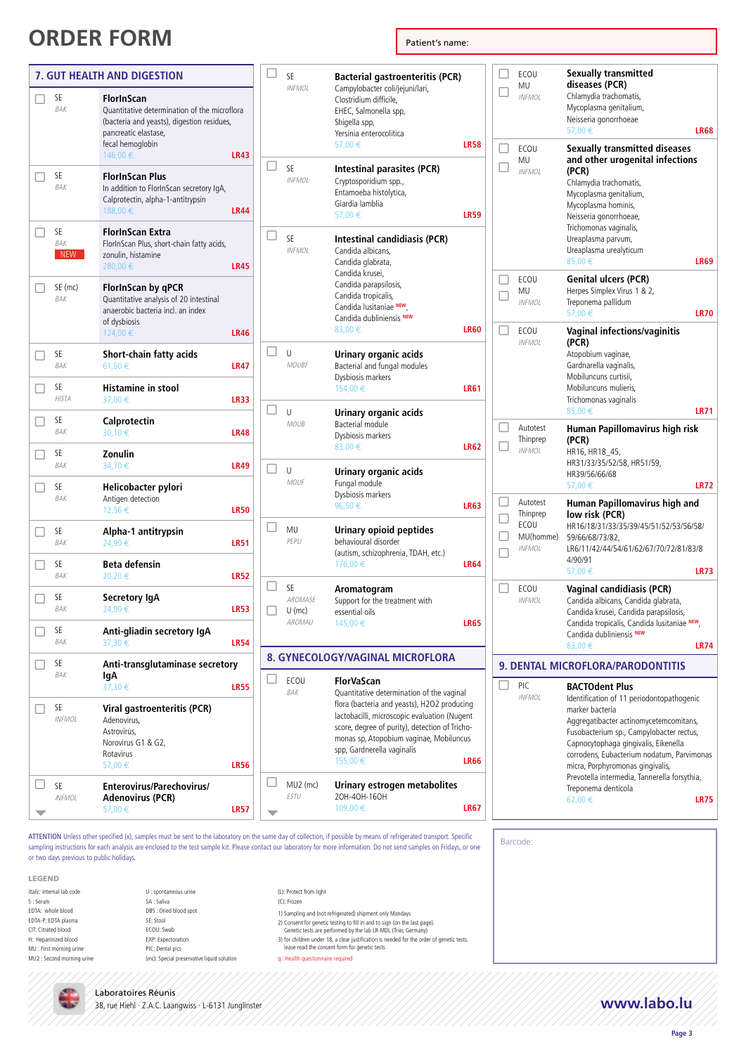# ORDER FORM

Patient's name:

## 7. GUT HEALTH AND DIGESTION

| Sample | Test | Code |
|---|---|---|
| SE *BAK* | **FlorInScan** Quantitative determination of the microflora (bacteria and yeasts), digestion residues, pancreatic elastase, fecal hemoglobin 146,00 € | LR43 |
| SE *BAK* | **FlorInScan Plus** In addition to FlorInScan secretory IgA, Calprotectin, alpha-1-antitrypsin 188,00 € | LR44 |
| SE *BAK* NEW | **FlorInScan Extra** FlorInScan Plus, short-chain fatty acids, zonulin, histamine 280,00 € | LR45 |
| SE (mc) *BAK* | **FlorInScan by qPCR** Quantitative analysis of 20 intestinal anaerobic bacteria incl. an index of dysbiosis 124,00 € | LR46 |
| SE *BAK* | **Short-chain fatty acids** 61,50 € | LR47 |
| SE *HISTA* | **Histamine in stool** 37,00 € | LR33 |
| SE *BAK* | **Calprotectin** 30,10 € | LR48 |
| SE *BAK* | **Zonulin** 34,70 € | LR49 |
| SE *BAK* | **Helicobacter pylori** Antigen detection 12,56 € | LR50 |
| SE *BAK* | **Alpha-1 antitrypsin** 24,90 € | LR51 |
| SE *BAK* | **Beta defensin** 20,20 € | LR52 |
| SE *BAK* | **Secretory IgA** 24,90 € | LR53 |
| SE *BAK* | **Anti-gliadin secretory IgA** 37,30 € | LR54 |
| SE *BAK* | **Anti-transglutaminase secretory IgA** 37,30 € | LR55 |
| SE *INFMOL* | **Viral gastroenteritis (PCR)** Adenovirus, Astrovirus, Norovirus G1 & G2, Rotavirus 57,00 € | LR56 |
| SE *INFMOL* | **Enterovirus/Parechovirus/ Adenovirus (PCR)** 57,00 € | LR57 |
| SE *INFMOL* | **Bacterial gastroenteritis (PCR)** Campylobacter coli/jejuni/lari, Clostridium difficile, EHEC, Salmonella spp, Shigella spp, Yersinia enterocolitica 57,00 € | LR58 |
| SE *INFMOL* | **Intestinal parasites (PCR)** Cryptosporidium spp., Entamoeba histolytica, Giardia lamblia 57,00 € | LR59 |
| SE *INFMOL* | **Intestinal candidiasis (PCR)** Candida albicans, Candida glabrata, Candida krusei, Candida parapsilosis, Candida tropicalis, Candida lusitaniae NEW, Candida dubliniensis NEW 83,00 € | LR60 |
| U *MOUBF* | **Urinary organic acids** Bacterial and fungal modules Dysbiosis markers 154,00 € | LR61 |
| U *MOUB* | **Urinary organic acids** Bacterial module Dysbiosis markers 83,00 € | LR62 |
| U *MOUF* | **Urinary organic acids** Fungal module Dysbiosis markers 96,50 € | LR63 |
| MU *PEPU* | **Urinary opioid peptides** behavioural disorder (autism, schizophrenia, TDAH, etc.) 176,00 € | LR64 |
| SE *AROMASE* / U (mc) *AROMAU* | **Aromatogram** Support for the treatment with essential oils 145,00 € | LR65 |

## 8. GYNECOLOGY/VAGINAL MICROFLORA

| Sample | Test | Code |
|---|---|---|
| ECOU *BAK* | **FlorVaScan** Quantitative determination of the vaginal flora (bacteria and yeasts), H2O2 producing lactobacilli, microscopic evaluation (Nugent score, degree of purity), detection of Trichomonas sp, Atopobium vaginae, Mobiluncus spp, Gardnerella vaginalis 155,00 € | LR66 |
| MU2 (mc) *ESTU* | **Urinary estrogen metabolites** 2OH-4OH-16OH 109,00 € | LR67 |
| ECOU / MU *INFMOL* | **Sexually transmitted diseases (PCR)** Chlamydia trachomatis, Mycoplasma genitalium, Neisseria gonorrhoeae 57,00 € | LR68 |
| ECOU / MU *INFMOL* | **Sexually transmitted diseases and other urogenital infections (PCR)** Chlamydia trachomatis, Mycoplasma genitalium, Mycoplasma hominis, Neisseria gonorrhoeae, Trichomonas vaginalis, Ureaplasma parvum, Ureaplasma urealyticum 85,00 € | LR69 |
| ECOU / MU *INFMOL* | **Genital ulcers (PCR)** Herpes Simplex Virus 1 & 2, Treponema pallidum 57,00 € | LR70 |
| ECOU *INFMOL* | **Vaginal infections/vaginitis (PCR)** Atopobium vaginae, Gardnarella vaginalis, Mobiluncus curtisii, Mobiluncus mulieris, Trichomonas vaginalis 85,00 € | LR71 |
| Autotest / Thinprep *INFMOL* | **Human Papillomavirus high risk (PCR)** HR16, HR18_45, HR31/33/35/52/58, HR51/59, HR39/56/66/68 57,00 € | LR72 |
| Autotest / Thinprep / ECOU / MU(homme) *INFMOL* | **Human Papillomavirus high and low risk (PCR)** HR16/18/31/33/35/39/45/51/52/53/56/58/59/66/68/73/82, LR6/11/42/44/54/61/62/67/70/72/81/83/84/90/91 57,00 € | LR73 |
| ECOU *INFMOL* | **Vaginal candidiasis (PCR)** Candida albicans, Candida glabrata, Candida krusei, Candida parapsilosis, Candida tropicalis, Candida lusitaniae NEW, Candida dubliniensis NEW 83,00 € | LR74 |

## 9. DENTAL MICROFLORA/PARODONTITIS

| Sample | Test | Code |
|---|---|---|
| PIC *INFMOL* | **BACTOdent Plus** Identification of 11 periodontopathogenic marker bacteria Aggregatibacter actinomycetemcomitans, Fusobacterium sp., Campylobacter rectus, Capnocytophaga gingivalis, Eikenella corrodens, Eubacterium nodatum, Parvimonas micra, Porphyromonas gingivalis, Prevotella intermedia, Tannerella forsythia, Treponema denticola 62,00 € | LR75 |

ATTENTION Unless other specified (x), samples must be sent to the laboratory on the same day of collection, if possible by means of refrigerated transport. Specific sampling instructions for each analysis are enclosed to the test sample kit. Please contact our laboratory for more information. Do not send samples on Fridays, or one or two days previous to public holidays.

Barcode:

**LEGEND**

*Italic*: internal lab code
S : Serum
EDTA: whole blood
EDTA-P: EDTA plasma
CIT: Citrated blood
H: Heparinized blood
MU : First morning urine
MU2 : Second morning urine

U : spontaneous urine
SA : Saliva
DBS : Dried blood spot
SE: Stool
ECOU: Swab
EXP: Expectoration
PIC: Dental pics
(mc): Special preservative liquid solution

(L): Protect from light
(C): Frozen
1) Sampling and (not refrigerated) shipment only Mondays
2) Consent for genetic testing to fill in and to sign (on the last page). Genetic tests are performed by the lab LR-MDL (Trier, Germany)
3) for children under 18, a clear justification is needed for the order of genetic tests. lease read the consent form for genetic tests
q : Health questionnaire required

Laboratoires Réunis
38, rue Hiehl · Z.A.C. Laangwiss · L-6131 Junglinster

www.labo.lu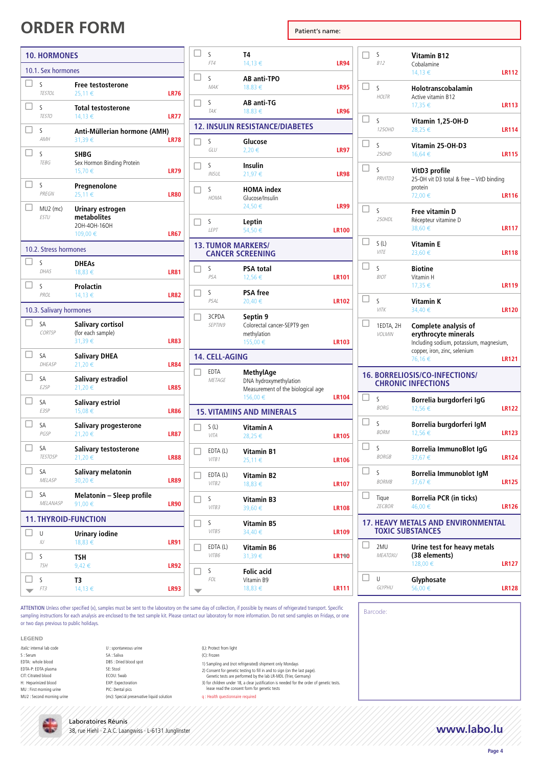# ORDER FORM

Patient's name:

## 10. HORMONES

### 10.1. Sex hormones

| | Sample | Code | Test | Price | Ref |
|---|---|---|---|---|---|
| ☐ | S | *TESTOL* | **Free testosterone** | 25,11 € | LR76 |
| ☐ | S | *TESTO* | **Total testosterone** | 14,13 € | LR77 |
| ☐ | S | *AMH* | **Anti-Müllerian hormone (AMH)** | 31,39 € | LR78 |
| ☐ | S | *TEBG* | **SHBG** Sex Hormon Binding Protein | 15,70 € | LR79 |
| ☐ | S | *PREGN* | **Pregnenolone** | 25,11 € | LR80 |
| ☐ | MU2 (mc) | *ESTU* | **Urinary estrogen metabolites** 2OH-4OH-16OH | 109,00 € | LR67 |

### 10.2. Stress hormones

| | Sample | Code | Test | Price | Ref |
|---|---|---|---|---|---|
| ☐ | S | *DHAS* | **DHEAs** | 18,83 € | LR81 |
| ☐ | S | *PROL* | **Prolactin** | 14,13 € | LR82 |

### 10.3. Salivary hormones

| | Sample | Code | Test | Price | Ref |
|---|---|---|---|---|---|
| ☐ | SA | *CORTSP* | **Salivary cortisol** (for each sample) | 31,39 € | LR83 |
| ☐ | SA | *DHEASP* | **Salivary DHEA** | 21,20 € | LR84 |
| ☐ | SA | *E2SP* | **Salivary estradiol** | 21,20 € | LR85 |
| ☐ | SA | *E3SP* | **Salivary estriol** | 15,08 € | LR86 |
| ☐ | SA | *PGSP* | **Salivary progesterone** | 21,20 € | LR87 |
| ☐ | SA | *TESTOSP* | **Salivary testosterone** | 21,20 € | LR88 |
| ☐ | SA | *MELASP* | **Salivary melatonin** | 30,20 € | LR89 |
| ☐ | SA | *MELANASP* | **Melatonin – Sleep profile** | 91,00 € | LR90 |

## 11. THYROID-FUNCTION

| | Sample | Code | Test | Price | Ref |
|---|---|---|---|---|---|
| ☐ | U | *IU* | **Urinary iodine** | 18,83 € | LR91 |
| ☐ | S | *TSH* | **TSH** | 9,42 € | LR92 |
| ☐ | S | *FT3* | **T3** | 14,13 € | LR93 |
| ☐ | S | *FT4* | **T4** | 14,13 € | LR94 |
| ☐ | S | *MAK* | **AB anti-TPO** | 18,83 € | LR95 |
| ☐ | S | *TAK* | **AB anti-TG** | 18,83 € | LR96 |

## 12. INSULIN RESISTANCE/DIABETES

| | Sample | Code | Test | Price | Ref |
|---|---|---|---|---|---|
| ☐ | S | *GLU* | **Glucose** | 2,20 € | LR97 |
| ☐ | S | *INSUL* | **Insulin** | 21,97 € | LR98 |
| ☐ | S | *HOMA* | **HOMA index** Glucose/Insulin | 24,50 € | LR99 |
| ☐ | S | *LEPT* | **Leptin** | 54,50 € | LR100 |

## 13. TUMOR MARKERS/ CANCER SCREENING

| | Sample | Code | Test | Price | Ref |
|---|---|---|---|---|---|
| ☐ | S | *PSA* | **PSA total** | 12,56 € | LR101 |
| ☐ | S | *PSAL* | **PSA free** | 20,40 € | LR102 |
| ☐ | 3CPDA | *SEPTIN9* | **Septin 9** Colorectal cancer-SEPT9 gen methylation | 155,00 € | LR103 |

## 14. CELL-AGING

| | Sample | Code | Test | Price | Ref |
|---|---|---|---|---|---|
| ☐ | EDTA | *METAGE* | **MethylAge** DNA hydroxymethylation Measurement of the biological age | 156,00 € | LR104 |

## 15. VITAMINS AND MINERALS

| | Sample | Code | Test | Price | Ref |
|---|---|---|---|---|---|
| ☐ | S (L) | *VITA* | **Vitamin A** | 28,25 € | LR105 |
| ☐ | EDTA (L) | *VITB1* | **Vitamin B1** | 25,11 € | LR106 |
| ☐ | EDTA (L) | *VITB2* | **Vitamin B2** | 18,83 € | LR107 |
| ☐ | S | *VITB3* | **Vitamin B3** | 39,60 € | LR108 |
| ☐ | S | *VITB5* | **Vitamin B5** | 34,40 € | LR109 |
| ☐ | EDTA (L) | *VITB6* | **Vitamin B6** | 31,39 € | LR110 |
| ☐ | S | *FOL* | **Folic acid** Vitamin B9 | 18,83 € | LR111 |
| ☐ | S | *B12* | **Vitamin B12** Cobalamine | 14,13 € | LR112 |
| ☐ | S | *HOLTR* | **Holotranscobalamin** Active vitamin B12 | 17,35 € | LR113 |
| ☐ | S | *125OHD* | **Vitamin 1,25-OH-D** | 28,25 € | LR114 |
| ☐ | S | *25OHD* | **Vitamin 25-OH-D3** | 16,64 € | LR115 |
| ☐ | S | *PRVITD3* | **VitD3 profile** 25-OH vit D3 total & free – VitD binding protein | 72,00 € | LR116 |
| ☐ | S | *25OHDL* | **Free vitamin D** Récepteur vitamine D | 38,60 € | LR117 |
| ☐ | S (L) | *VITE* | **Vitamin E** | 23,60 € | LR118 |
| ☐ | S | *BIOT* | **Biotine** Vitamin H | 17,35 € | LR119 |
| ☐ | S | *VITK* | **Vitamin K** | 34,40 € | LR120 |
| ☐ | 1EDTA, 2H | *VOLMIN* | **Complete analysis of erythrocyte minerals** Including sodium, potassium, magnesium, copper, iron, zinc, selenium | 76,16 € | LR121 |

## 16. BORRELIOSIS/CO-INFECTIONS/ CHRONIC INFECTIONS

| | Sample | Code | Test | Price | Ref |
|---|---|---|---|---|---|
| ☐ | S | *BORG* | **Borrelia burgdorferi IgG** | 12,56 € | LR122 |
| ☐ | S | *BORM* | **Borrelia burgdorferi IgM** | 12,56 € | LR123 |
| ☐ | S | *BORGB* | **Borrelia ImmunoBlot IgG** | 37,67 € | LR124 |
| ☐ | S | *BORMB* | **Borrelia Immunoblot IgM** | 37,67 € | LR125 |
| ☐ | Tique | *ZECBOR* | **Borrelia PCR (in ticks)** | 46,00 € | LR126 |

## 17. HEAVY METALS AND ENVIRONMENTAL TOXIC SUBSTANCES

| | Sample | Code | Test | Price | Ref |
|---|---|---|---|---|---|
| ☐ | 2MU | *MEATOXU* | **Urine test for heavy metals (38 elements)** | 128,00 € | LR127 |
| ☐ | U | *GLYPHU* | **Glyphosate** | 56,00 € | LR128 |

ATTENTION Unless other specified (x), samples must be sent to the laboratory on the same day of collection, if possible by means of refrigerated transport. Specific sampling instructions for each analysis are enclosed to the test sample kit. Please contact our laboratory for more information. Do not send samples on Fridays, or one or two days previous to public holidays.

Barcode:

**LEGEND**

*Italic*: internal lab code
S : Serum
EDTA: whole blood
EDTA-P: EDTA plasma
CIT: Citrated blood
H: Heparinized blood
MU : First morning urine
MU2 : Second morning urine

U : spontaneous urine
SA : Saliva
DBS : Dried blood spot
SE: Stool
ECOU: Swab
EXP: Expectoration
PIC: Dental pics
(mc): Special preservative liquid solution

(L): Protect from light
(C): Frozen

1) Sampling and (not refrigerated) shipment only Mondays
2) Consent for genetic testing to fill in and to sign (on the last page). Genetic tests are performed by the lab LR-MDL (Trier, Germany)
3) for children under 18, a clear justification is needed for the order of genetic tests. lease read the consent form for genetic tests

q : Health questionnaire required

Laboratoires Réunis
38, rue Hiehl · Z.A.C. Laangwiss · L-6131 Junglinster

www.labo.lu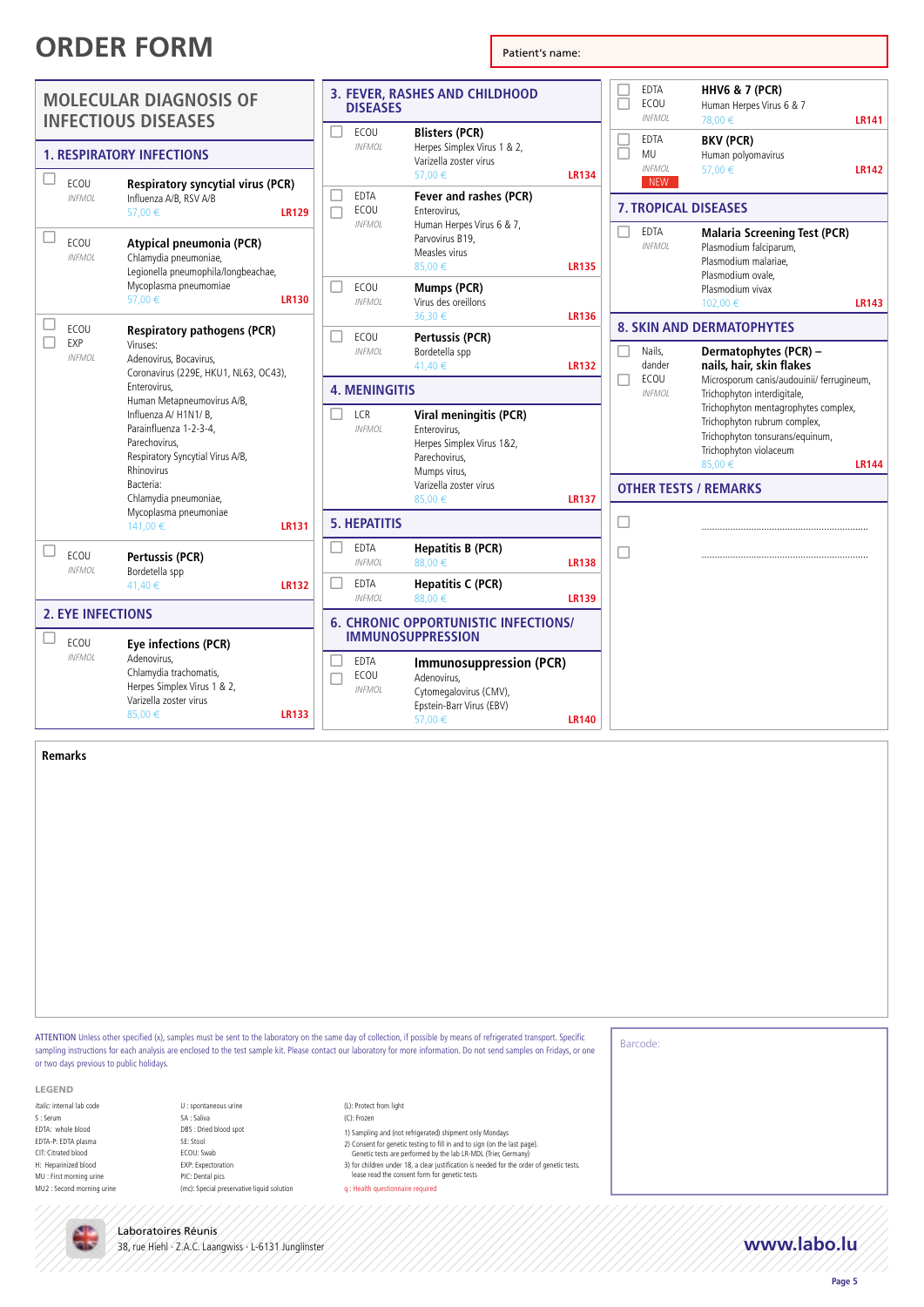# ORDER FORM

Patient's name:

## MOLECULAR DIAGNOSIS OF INFECTIOUS DISEASES

### 1. RESPIRATORY INFECTIONS

| | | | |
|---|---|---|---|
| ☐ | ECOU *INFMOL* | **Respiratory syncytial virus (PCR)** Influenza A/B, RSV A/B 57,00 € | **LR129** |
| ☐ | ECOU *INFMOL* | **Atypical pneumonia (PCR)** Chlamydia pneumoniae, Legionella pneumophila/longbeachae, Mycoplasma pneumoniae 57,00 € | **LR130** |
| ☐ ☐ | ECOU EXP *INFMOL* | **Respiratory pathogens (PCR)** Viruses: Adenovirus, Bocavirus, Coronavirus (229E, HKU1, NL63, OC43), Enterovirus, Human Metapneumovirus A/B, Influenza A/ H1N1/ B, Parainfluenza 1-2-3-4, Parechovirus, Respiratory Syncytial Virus A/B, Rhinovirus Bacteria: Chlamydia pneumoniae, Mycoplasma pneumoniae 141,00 € | **LR131** |
| ☐ | ECOU *INFMOL* | **Pertussis (PCR)** Bordetella spp 41,40 € | **LR132** |

### 2. EYE INFECTIONS

| | | | |
|---|---|---|---|
| ☐ | ECOU *INFMOL* | **Eye infections (PCR)** Adenovirus, Chlamydia trachomatis, Herpes Simplex Virus 1 & 2, Varizella zoster virus 85,00 € | **LR133** |

### 3. FEVER, RASHES AND CHILDHOOD DISEASES

| | | | |
|---|---|---|---|
| ☐ | ECOU *INFMOL* | **Blisters (PCR)** Herpes Simplex Virus 1 & 2, Varizella zoster virus 57,00 € | **LR134** |
| ☐ ☐ | EDTA ECOU *INFMOL* | **Fever and rashes (PCR)** Enterovirus, Human Herpes Virus 6 & 7, Parvovirus B19, Measles virus 85,00 € | **LR135** |
| ☐ | ECOU *INFMOL* | **Mumps (PCR)** Virus des oreillons 36,30 € | **LR136** |
| ☐ | ECOU *INFMOL* | **Pertussis (PCR)** Bordetella spp 41,40 € | **LR132** |

### 4. MENINGITIS

| | | | |
|---|---|---|---|
| ☐ | LCR *INFMOL* | **Viral meningitis (PCR)** Enterovirus, Herpes Simplex Virus 1&2, Parechovirus, Mumps virus, Varizella zoster virus 85,00 € | **LR137** |

### 5. HEPATITIS

| | | | |
|---|---|---|---|
| ☐ | EDTA *INFMOL* | **Hepatitis B (PCR)** 88,00 € | **LR138** |
| ☐ | EDTA *INFMOL* | **Hepatitis C (PCR)** 88,00 € | **LR139** |

### 6. CHRONIC OPPORTUNISTIC INFECTIONS/ IMMUNOSUPPRESSION

| | | | |
|---|---|---|---|
| ☐ ☐ | EDTA ECOU *INFMOL* | **Immunosuppression (PCR)** Adenovirus, Cytomegalovirus (CMV), Epstein-Barr Virus (EBV) 57,00 € | **LR140** |
| ☐ ☐ | EDTA ECOU *INFMOL* | **HHV6 & 7 (PCR)** Human Herpes Virus 6 & 7 78,00 € | **LR141** |
| ☐ ☐ | EDTA MU *INFMOL* NEW | **BKV (PCR)** Human polyomavirus 57,00 € | **LR142** |

### 7. TROPICAL DISEASES

| | | | |
|---|---|---|---|
| ☐ | EDTA *INFMOL* | **Malaria Screening Test (PCR)** Plasmodium falciparum, Plasmodium malariae, Plasmodium ovale, Plasmodium vivax 102,00 € | **LR143** |

### 8. SKIN AND DERMATOPHYTES

| | | | |
|---|---|---|---|
| ☐ ☐ | Nails, dander ECOU *INFMOL* | **Dermatophytes (PCR) – nails, hair, skin flakes** Microsporum canis/audouinii/ ferrugineum, Trichophyton interdigitale, Trichophyton mentagrophytes complex, Trichophyton rubrum complex, Trichophyton tonsurans/equinum, Trichophyton violaceum 85,00 € | **LR144** |

### OTHER TESTS / REMARKS

☐ ..............................................................

☐ ..............................................................

**Remarks**

ATTENTION Unless other specified (x), samples must be sent to the laboratory on the same day of collection, if possible by means of refrigerated transport. Specific sampling instructions for each analysis are enclosed to the test sample kit. Please contact our laboratory for more information. Do not send samples on Fridays, or one or two days previous to public holidays.

Barcode:

**LEGEND**

*Italic*: internal lab code
S : Serum
EDTA: whole blood
EDTA-P: EDTA plasma
CIT: Citrated blood
H: Heparinized blood
MU : First morning urine
MU2 : Second morning urine
U : spontaneous urine
SA : Saliva
DBS : Dried blood spot
SE: Stool
ECOU: Swab
EXP: Expectoration
PIC: Dental pics
(mc): Special preservative liquid solution
(L): Protect from light
(C): Frozen
1) Sampling and (not refrigerated) shipment only Mondays
2) Consent for genetic testing to fill in and to sign (on the last page). Genetic tests are performed by the lab LR-MDL (Trier, Germany)
3) for children under 18, a clear justification is needed for the order of genetic tests. lease read the consent form for genetic tests
q : Health questionnaire required

Laboratoires Réunis
38, rue Hiehl · Z.A.C. Laangwiss · L-6131 Junglinster

www.labo.lu